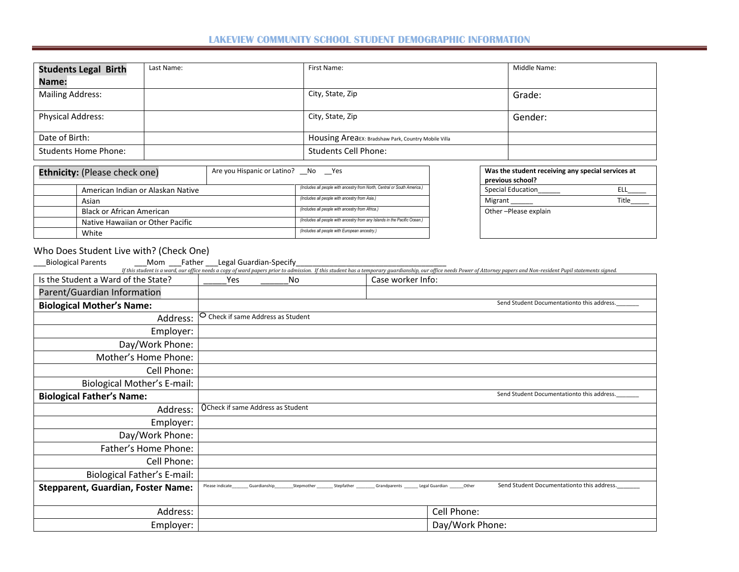# LAKEVIEW COMMUNITY SCHOOL STUDENT DEMOGRAPHIC INFORMATION

| **Students Legal Birth Name:** | Last Name: | First Name: | Middle Name: |
|---|---|---|---|
| Mailing Address: | | City, State, Zip | Grade: |
| Physical Address: | | City, State, Zip | Gender: |
| Date of Birth: | | Housing Area EX: Bradshaw Park, Country Mobile Villa | |
| Students Home Phone: | | Students Cell Phone: | |

| **Ethnicity:** (Please check one) | | Are you Hispanic or Latino? __No __Yes |
|---|---|---|
| | American Indian or Alaskan Native | *(Includes all people with ancestry from North, Central or South America.)* |
| | Asian | *(Includes all people with ancestry from Asia.)* |
| | Black or African American | *(Includes all people with ancestry from Africa.)* |
| | Native Hawaiian or Other Pacific | *(Includes all people with ancestry from any Islands in the Pacific Ocean.)* |
| | White | *(Includes all people with European ancestry.)* |

| **Was the student receiving any special services at previous school?** | |
|---|---|
| Special Education______ | ELL_____ |
| Migrant ______ | Title_____ |
| Other –Please explain | |

Who Does Student Live with? (Check One)

___Biological Parents ___Mom ___Father ___Legal Guardian-Specify________________________________________

*If this student is a ward, our office needs a copy of ward papers prior to admission. If this student has a temporary guardianship, our office needs Power of Attorney papers and Non-resident Pupil statements signed.*

| Is the Student a Ward of the State? | _____Yes ______No | Case worker Info: |
|---|---|---|
| Parent/Guardian Information | | |
| **Biological Mother's Name:** | Send Student Documentationto this address._______ | |
| Address: | ○ Check if same Address as Student | |
| Employer: | | |
| Day/Work Phone: | | |
| Mother's Home Phone: | | |
| Cell Phone: | | |
| Biological Mother's E-mail: | | |
| **Biological Father's Name:** | Send Student Documentationto this address._______ | |
| Address: | ○ Check if same Address as Student | |
| Employer: | | |
| Day/Work Phone: | | |
| Father's Home Phone: | | |
| Cell Phone: | | |
| Biological Father's E-mail: | | |
| **Stepparent, Guardian, Foster Name:** | Please indicate_______ Guardianship________Stepmother _______ Stepfather ________Grandparents ______ Legal Guardian ______Other Send Student Documentationto this address._______ | |
| Address: | | Cell Phone: |
| Employer: | | Day/Work Phone: |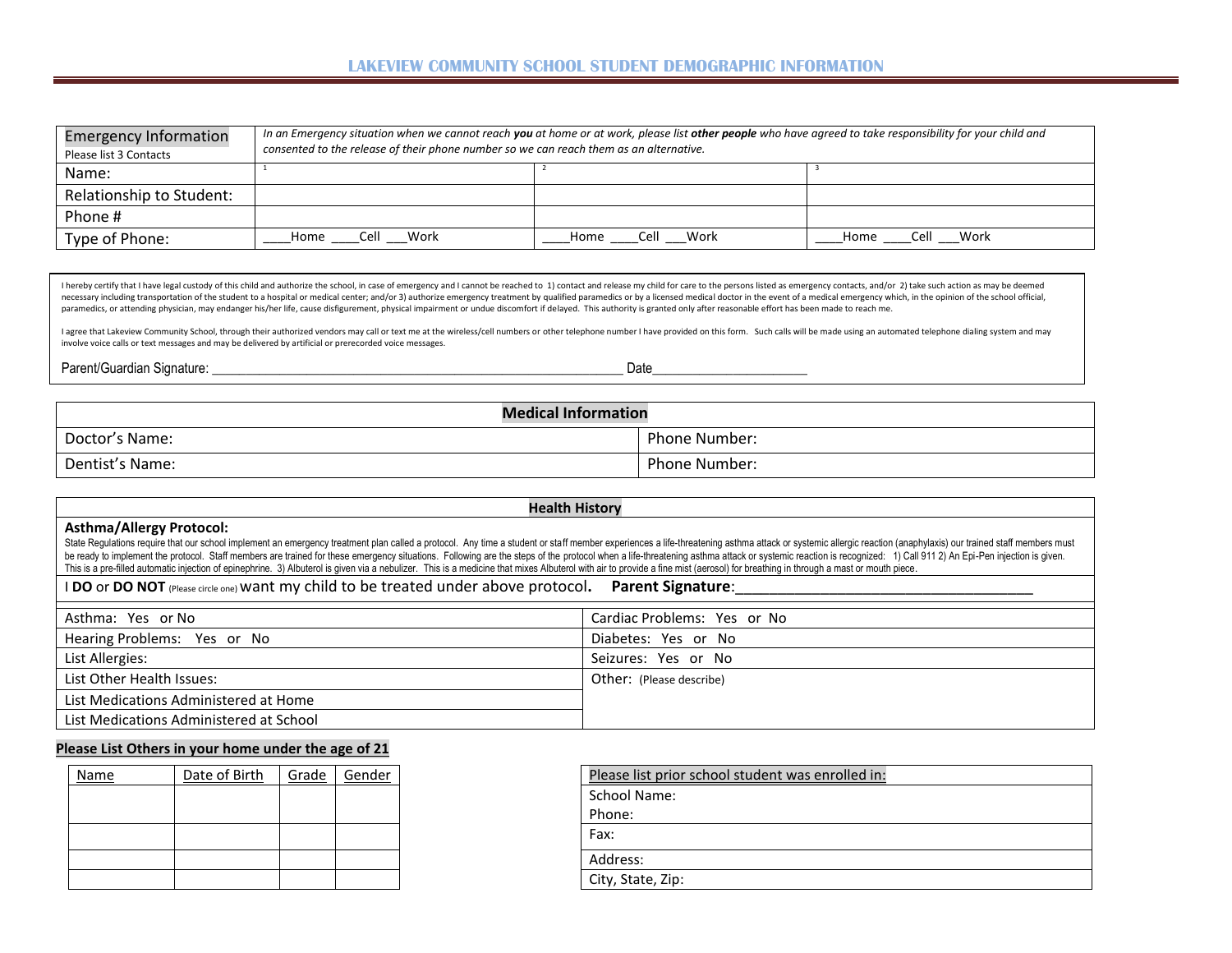# LAKEVIEW COMMUNITY SCHOOL STUDENT DEMOGRAPHIC INFORMATION

| Emergency Information<br>Please list 3 Contacts | *In an Emergency situation when we cannot reach **you** at home or at work, please list **other people** who have agreed to take responsibility for your child and consented to the release of their phone number so we can reach them as an alternative.* | | |
|---|---|---|---|
| Name: | 1 | 2 | 3 |
| Relationship to Student: | | | |
| Phone # | | | |
| Type of Phone: | ____Home ____Cell ___Work | ____Home ____Cell ___Work | ____Home ____Cell ___Work |

I hereby certify that I have legal custody of this child and authorize the school, in case of emergency and I cannot be reached to 1) contact and release my child for care to the persons listed as emergency contacts, and/or 2) take such action as may be deemed necessary including transportation of the student to a hospital or medical center; and/or 3) authorize emergency treatment by qualified paramedics or by a licensed medical doctor in the event of a medical emergency which, in the opinion of the school official, paramedics, or attending physician, may endanger his/her life, cause disfigurement, physical impairment or undue discomfort if delayed. This authority is granted only after reasonable effort has been made to reach me.

I agree that Lakeview Community School, through their authorized vendors may call or text me at the wireless/cell numbers or other telephone number I have provided on this form. Such calls will be made using an automated telephone dialing system and may involve voice calls or text messages and may be delivered by artificial or prerecorded voice messages.

Parent/Guardian Signature: ____________________________________________________________ Date______________________

| Medical Information | |
|---|---|
| Doctor's Name: | Phone Number: |
| Dentist's Name: | Phone Number: |

**Health History**

**Asthma/Allergy Protocol:**

State Regulations require that our school implement an emergency treatment plan called a protocol. Any time a student or staff member experiences a life-threatening asthma attack or systemic allergic reaction (anaphylaxis) our trained staff members must be ready to implement the protocol. Staff members are trained for these emergency situations. Following are the steps of the protocol when a life-threatening asthma attack or systemic reaction is recognized: 1) Call 911 2) An Epi-Pen injection is given. This is a pre-filled automatic injection of epinephrine. 3) Albuterol is given via a nebulizer. This is a medicine that mixes Albuterol with air to provide a fine mist (aerosol) for breathing in through a mast or mouth piece.

I **DO** or **DO NOT** (Please circle one) want my child to be treated under above protocol. **Parent Signature**:____________________________________

| | |
|---|---|
| Asthma: Yes or No | Cardiac Problems: Yes or No |
| Hearing Problems: Yes or No | Diabetes: Yes or No |
| List Allergies: | Seizures: Yes or No |
| List Other Health Issues: | Other: (Please describe) |
| List Medications Administered at Home | |
| List Medications Administered at School | |

**Please List Others in your home under the age of 21**

| Name | Date of Birth | Grade | Gender |
|---|---|---|---|
| | | | |
| | | | |
| | | | |
| | | | |

| Please list prior school student was enrolled in: |
|---|
| School Name:<br>Phone: |
| Fax: |
| Address: |
| City, State, Zip: |